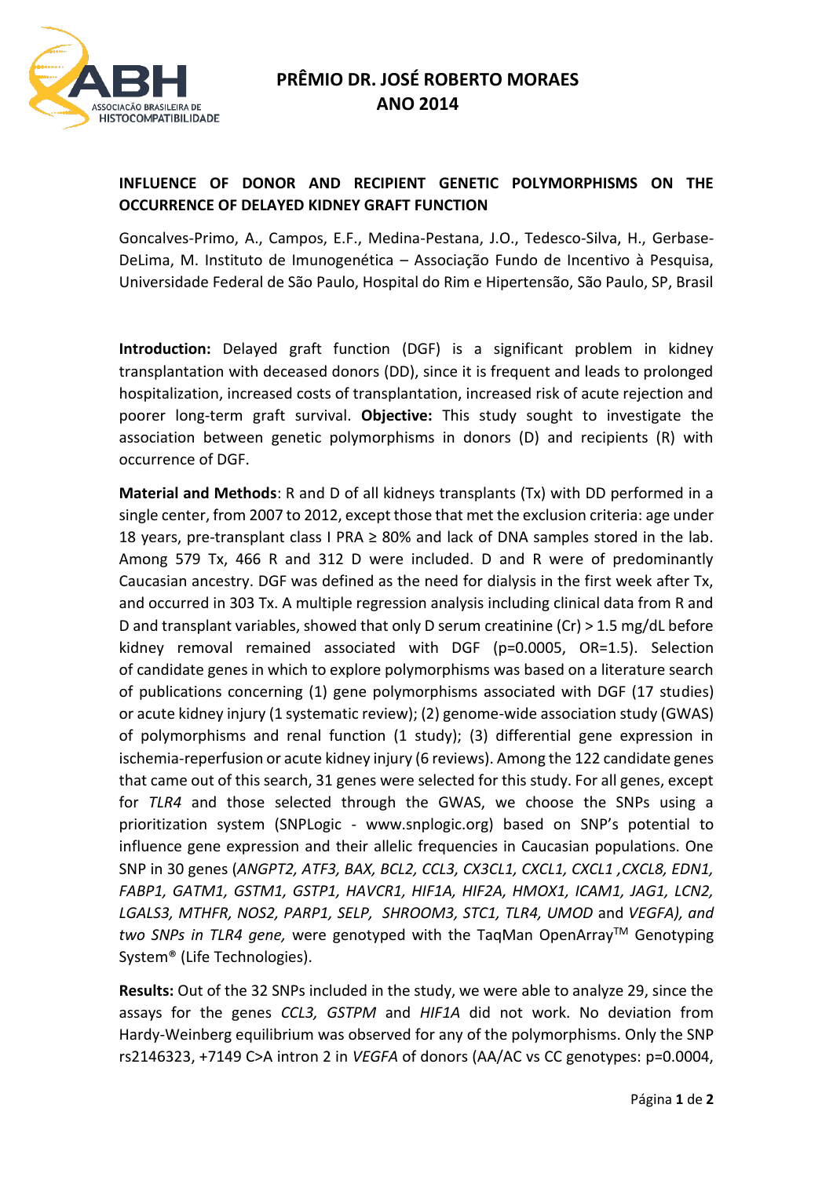# PRÊMIO DR. JOSÉ ROBERTO MORAES
# ANO 2014

## INFLUENCE OF DONOR AND RECIPIENT GENETIC POLYMORPHISMS ON THE OCCURRENCE OF DELAYED KIDNEY GRAFT FUNCTION

Goncalves-Primo, A., Campos, E.F., Medina-Pestana, J.O., Tedesco-Silva, H., Gerbase-DeLima, M. Instituto de Imunogenética – Associação Fundo de Incentivo à Pesquisa, Universidade Federal de São Paulo, Hospital do Rim e Hipertensão, São Paulo, SP, Brasil

**Introduction:** Delayed graft function (DGF) is a significant problem in kidney transplantation with deceased donors (DD), since it is frequent and leads to prolonged hospitalization, increased costs of transplantation, increased risk of acute rejection and poorer long-term graft survival. **Objective:** This study sought to investigate the association between genetic polymorphisms in donors (D) and recipients (R) with occurrence of DGF.

**Material and Methods**: R and D of all kidneys transplants (Tx) with DD performed in a single center, from 2007 to 2012, except those that met the exclusion criteria: age under 18 years, pre-transplant class I PRA ≥ 80% and lack of DNA samples stored in the lab. Among 579 Tx, 466 R and 312 D were included. D and R were of predominantly Caucasian ancestry. DGF was defined as the need for dialysis in the first week after Tx, and occurred in 303 Tx. A multiple regression analysis including clinical data from R and D and transplant variables, showed that only D serum creatinine (Cr) > 1.5 mg/dL before kidney removal remained associated with DGF (p=0.0005, OR=1.5). Selection of candidate genes in which to explore polymorphisms was based on a literature search of publications concerning (1) gene polymorphisms associated with DGF (17 studies) or acute kidney injury (1 systematic review); (2) genome-wide association study (GWAS) of polymorphisms and renal function (1 study); (3) differential gene expression in ischemia-reperfusion or acute kidney injury (6 reviews). Among the 122 candidate genes that came out of this search, 31 genes were selected for this study. For all genes, except for *TLR4* and those selected through the GWAS, we choose the SNPs using a prioritization system (SNPLogic - www.snplogic.org) based on SNP's potential to influence gene expression and their allelic frequencies in Caucasian populations. One SNP in 30 genes (*ANGPT2, ATF3, BAX, BCL2, CCL3, CX3CL1, CXCL1, CXCL1 ,CXCL8, EDN1, FABP1, GATM1, GSTM1, GSTP1, HAVCR1, HIF1A, HIF2A, HMOX1, ICAM1, JAG1, LCN2, LGALS3, MTHFR, NOS2, PARP1, SELP, SHROOM3, STC1, TLR4, UMOD* and *VEGFA), and two SNPs in TLR4 gene,* were genotyped with the TaqMan OpenArray™ Genotyping System® (Life Technologies).

**Results:** Out of the 32 SNPs included in the study, we were able to analyze 29, since the assays for the genes *CCL3, GSTPM* and *HIF1A* did not work. No deviation from Hardy-Weinberg equilibrium was observed for any of the polymorphisms. Only the SNP rs2146323, +7149 C>A intron 2 in *VEGFA* of donors (AA/AC vs CC genotypes: p=0.0004,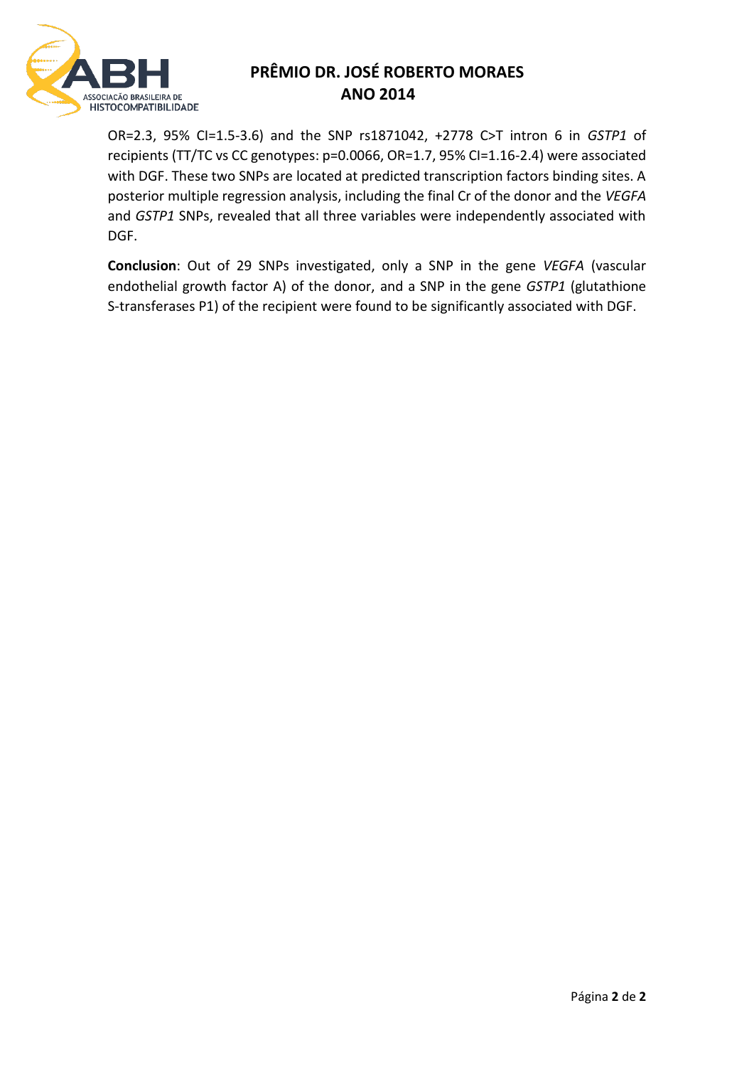OR=2.3, 95% CI=1.5-3.6) and the SNP rs1871042, +2778 C>T intron 6 in *GSTP1* of recipients (TT/TC vs CC genotypes: p=0.0066, OR=1.7, 95% CI=1.16-2.4) were associated with DGF. These two SNPs are located at predicted transcription factors binding sites. A posterior multiple regression analysis, including the final Cr of the donor and the *VEGFA* and *GSTP1* SNPs, revealed that all three variables were independently associated with DGF.

**Conclusion**: Out of 29 SNPs investigated, only a SNP in the gene *VEGFA* (vascular endothelial growth factor A) of the donor, and a SNP in the gene *GSTP1* (glutathione S-transferases P1) of the recipient were found to be significantly associated with DGF.